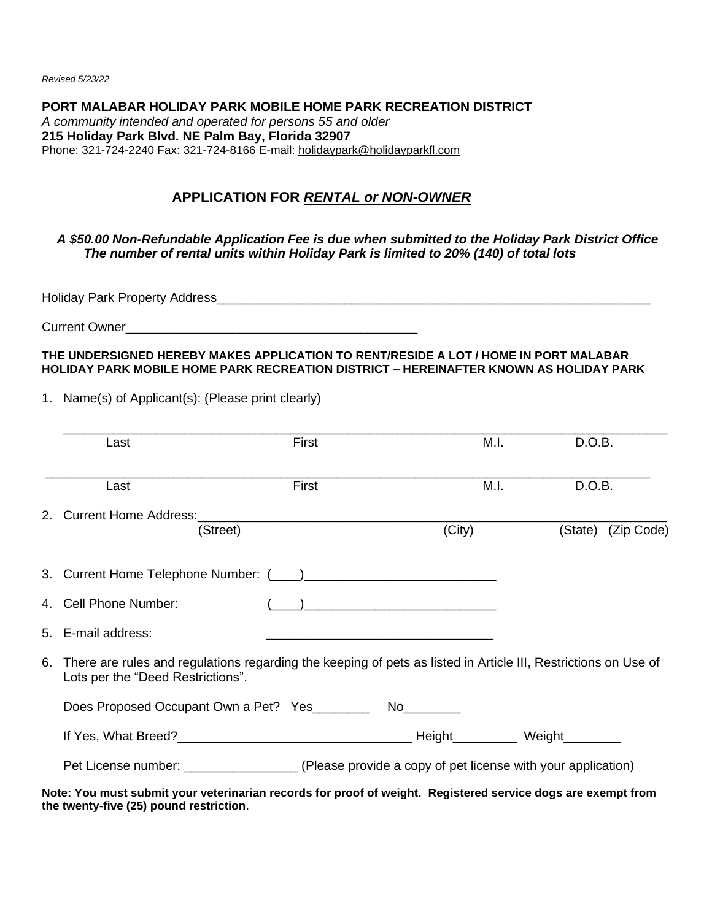*Revised 5/23/22*

**PORT MALABAR HOLIDAY PARK MOBILE HOME PARK RECREATION DISTRICT**
*A community intended and operated for persons 55 and older*
**215 Holiday Park Blvd. NE Palm Bay, Florida 32907**
Phone: 321-724-2240 Fax: 321-724-8166 E-mail: holidaypark@holidayparkfl.com

## APPLICATION FOR *RENTAL or NON-OWNER*

***A $50.00 Non-Refundable Application Fee is due when submitted to the Holiday Park District Office***
***The number of rental units within Holiday Park is limited to 20% (140) of total lots***

Holiday Park Property Address_______________________________________________________________

Current Owner_________________________________________

**THE UNDERSIGNED HEREBY MAKES APPLICATION TO RENT/RESIDE A LOT / HOME IN PORT MALABAR HOLIDAY PARK MOBILE HOME PARK RECREATION DISTRICT – HEREINAFTER KNOWN AS HOLIDAY PARK**

1. Name(s) of Applicant(s): (Please print clearly)

   ______________________________________________________________________________
   Last                              First                              M.I.              D.O.B.

   ______________________________________________________________________________
   Last                              First                              M.I.              D.O.B.

2. Current Home Address:_______________________________________________________________
   (Street)                              (City)              (State)   (Zip Code)

3. Current Home Telephone Number: (____)__________________________

4. Cell Phone Number: (____)__________________________

5. E-mail address: ________________________________

6. There are rules and regulations regarding the keeping of pets as listed in Article III, Restrictions on Use of Lots per the "Deed Restrictions".

   Does Proposed Occupant Own a Pet? Yes________ No________

   If Yes, What Breed?_________________________________ Height_________ Weight________

   Pet License number: ________________ (Please provide a copy of pet license with your application)

**Note: You must submit your veterinarian records for proof of weight. Registered service dogs are exempt from the twenty-five (25) pound restriction**.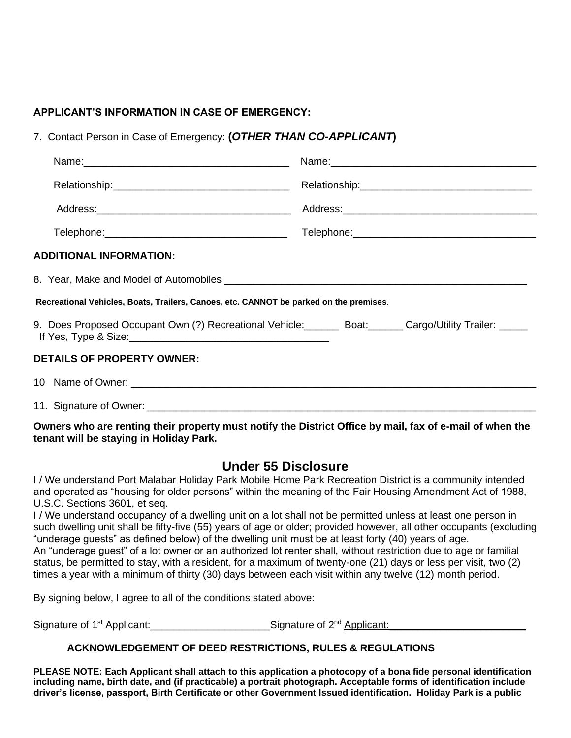**APPLICANT'S INFORMATION IN CASE OF EMERGENCY:**

7. Contact Person in Case of Emergency: **(*OTHER THAN CO-APPLICANT*)**

| | |
|---|---|
| Name:___________________________________ | Name:___________________________________ |
| Relationship:______________________________ | Relationship:_____________________________ |
| Address:_________________________________ | Address:_________________________________ |
| Telephone:_______________________________ | Telephone:_______________________________ |

**ADDITIONAL INFORMATION:**

8. Year, Make and Model of Automobiles ______________________________________________________

**Recreational Vehicles, Boats, Trailers, Canoes, etc. CANNOT be parked on the premises**.

9. Does Proposed Occupant Own (?) Recreational Vehicle:______ Boat:______ Cargo/Utility Trailer: _____
If Yes, Type & Size:___________________________________

**DETAILS OF PROPERTY OWNER:**

10 Name of Owner: ______________________________________________________________________

11. Signature of Owner: ___________________________________________________________________

**Owners who are renting their property must notify the District Office by mail, fax of e-mail of when the tenant will be staying in Holiday Park.**

## Under 55 Disclosure

I / We understand Port Malabar Holiday Park Mobile Home Park Recreation District is a community intended and operated as "housing for older persons" within the meaning of the Fair Housing Amendment Act of 1988, U.S.C. Sections 3601, et seq.

I / We understand occupancy of a dwelling unit on a lot shall not be permitted unless at least one person in such dwelling unit shall be fifty-five (55) years of age or older; provided however, all other occupants (excluding "underage guests" as defined below) of the dwelling unit must be at least forty (40) years of age.

An "underage guest" of a lot owner or an authorized lot renter shall, without restriction due to age or familial status, be permitted to stay, with a resident, for a maximum of twenty-one (21) days or less per visit, two (2) times a year with a minimum of thirty (30) days between each visit within any twelve (12) month period.

By signing below, I agree to all of the conditions stated above:

Signature of 1st Applicant:_____________________Signature of 2nd Applicant:_________________________

### ACKNOWLEDGEMENT OF DEED RESTRICTIONS, RULES & REGULATIONS

**PLEASE NOTE: Each Applicant shall attach to this application a photocopy of a bona fide personal identification including name, birth date, and (if practicable) a portrait photograph. Acceptable forms of identification include driver's license, passport, Birth Certificate or other Government Issued identification. Holiday Park is a public**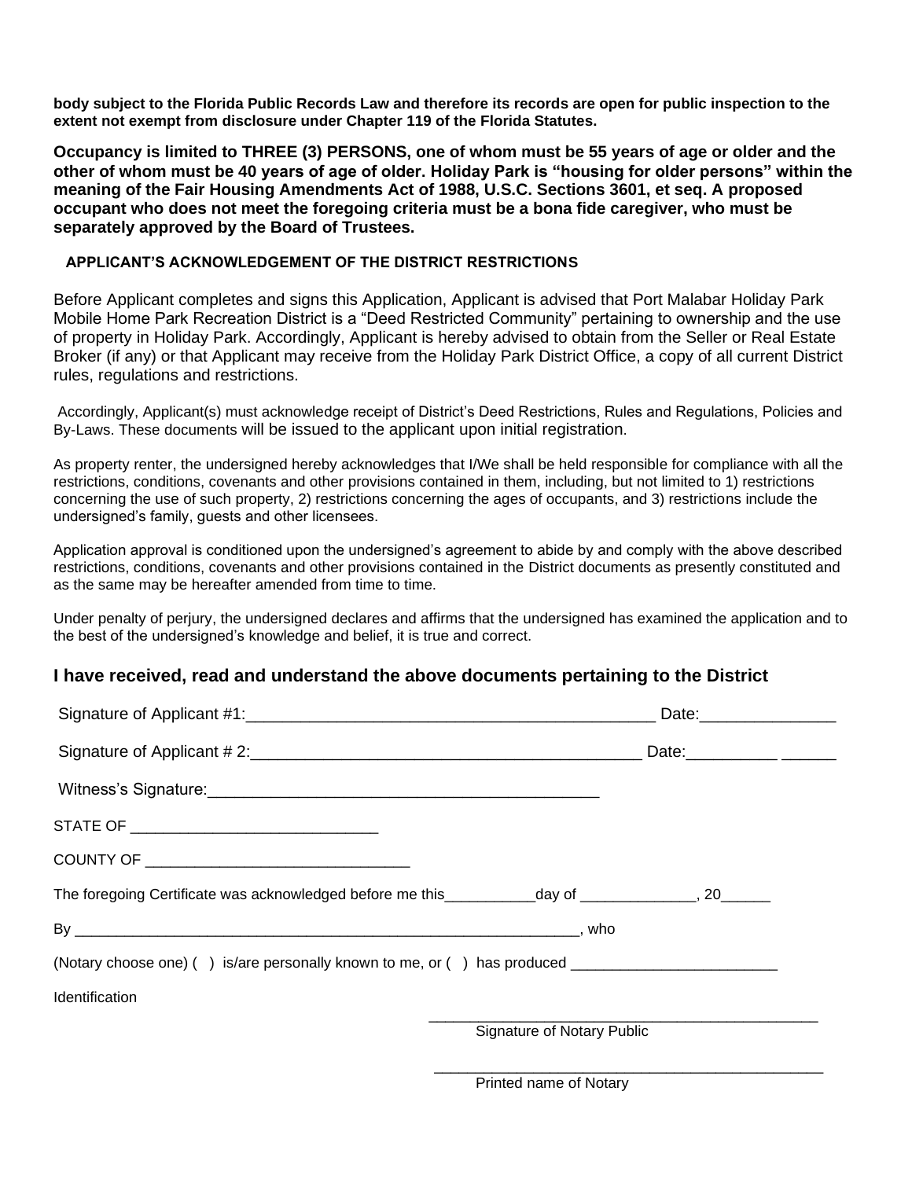**body subject to the Florida Public Records Law and therefore its records are open for public inspection to the extent not exempt from disclosure under Chapter 119 of the Florida Statutes.**

**Occupancy is limited to THREE (3) PERSONS, one of whom must be 55 years of age or older and the other of whom must be 40 years of age of older. Holiday Park is "housing for older persons" within the meaning of the Fair Housing Amendments Act of 1988, U.S.C. Sections 3601, et seq. A proposed occupant who does not meet the foregoing criteria must be a bona fide caregiver, who must be separately approved by the Board of Trustees.**

### APPLICANT'S ACKNOWLEDGEMENT OF THE DISTRICT RESTRICTIONS

Before Applicant completes and signs this Application, Applicant is advised that Port Malabar Holiday Park Mobile Home Park Recreation District is a "Deed Restricted Community" pertaining to ownership and the use of property in Holiday Park. Accordingly, Applicant is hereby advised to obtain from the Seller or Real Estate Broker (if any) or that Applicant may receive from the Holiday Park District Office, a copy of all current District rules, regulations and restrictions.

Accordingly, Applicant(s) must acknowledge receipt of District's Deed Restrictions, Rules and Regulations, Policies and By-Laws. These documents will be issued to the applicant upon initial registration.

As property renter, the undersigned hereby acknowledges that I/We shall be held responsible for compliance with all the restrictions, conditions, covenants and other provisions contained in them, including, but not limited to 1) restrictions concerning the use of such property, 2) restrictions concerning the ages of occupants, and 3) restrictions include the undersigned's family, guests and other licensees.

Application approval is conditioned upon the undersigned's agreement to abide by and comply with the above described restrictions, conditions, covenants and other provisions contained in the District documents as presently constituted and as the same may be hereafter amended from time to time.

Under penalty of perjury, the undersigned declares and affirms that the undersigned has examined the application and to the best of the undersigned's knowledge and belief, it is true and correct.

## I have received, read and understand the above documents pertaining to the District

Signature of Applicant #1:_____________________________________________ Date:_______________

Signature of Applicant # 2:____________________________________________ Date:__________ ______

Witness's Signature:___________________________________________

STATE OF _____________________________

COUNTY OF _______________________________

The foregoing Certificate was acknowledged before me this___________day of ______________, 20______

By ______________________________________________________________, who

(Notary choose one) ( ) is/are personally known to me, or ( ) has produced _________________________

Identification

_______________________________________________
Signature of Notary Public

_______________________________________________
Printed name of Notary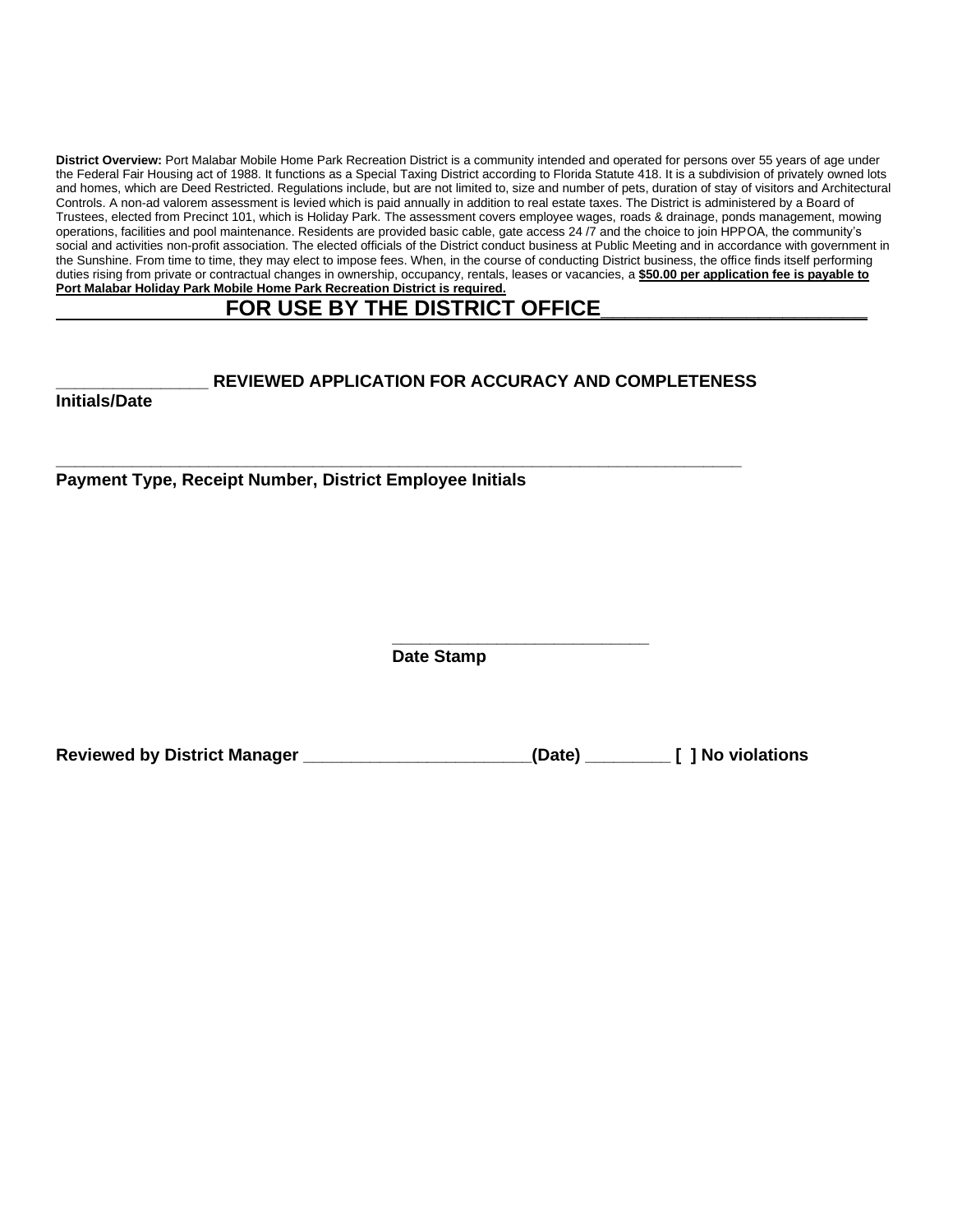**District Overview:** Port Malabar Mobile Home Park Recreation District is a community intended and operated for persons over 55 years of age under the Federal Fair Housing act of 1988. It functions as a Special Taxing District according to Florida Statute 418. It is a subdivision of privately owned lots and homes, which are Deed Restricted. Regulations include, but are not limited to, size and number of pets, duration of stay of visitors and Architectural Controls. A non-ad valorem assessment is levied which is paid annually in addition to real estate taxes. The District is administered by a Board of Trustees, elected from Precinct 101, which is Holiday Park. The assessment covers employee wages, roads & drainage, ponds management, mowing operations, facilities and pool maintenance. Residents are provided basic cable, gate access 24 /7 and the choice to join HPPOA, the community's social and activities non-profit association. The elected officials of the District conduct business at Public Meeting and in accordance with government in the Sunshine. From time to time, they may elect to impose fees. When, in the course of conducting District business, the office finds itself performing duties rising from private or contractual changes in ownership, occupancy, rentals, leases or vacancies, a **$50.00 per application fee is payable to Port Malabar Holiday Park Mobile Home Park Recreation District is required.**

## FOR USE BY THE DISTRICT OFFICE________________________

**_______________ REVIEWED APPLICATION FOR ACCURACY AND COMPLETENESS**
**Initials/Date**

_____________________________________________________________________________
**Payment Type, Receipt Number, District Employee Initials**

_____________________________
**Date Stamp**

**Reviewed by District Manager _______________________(Date) _________ [ ] No violations**